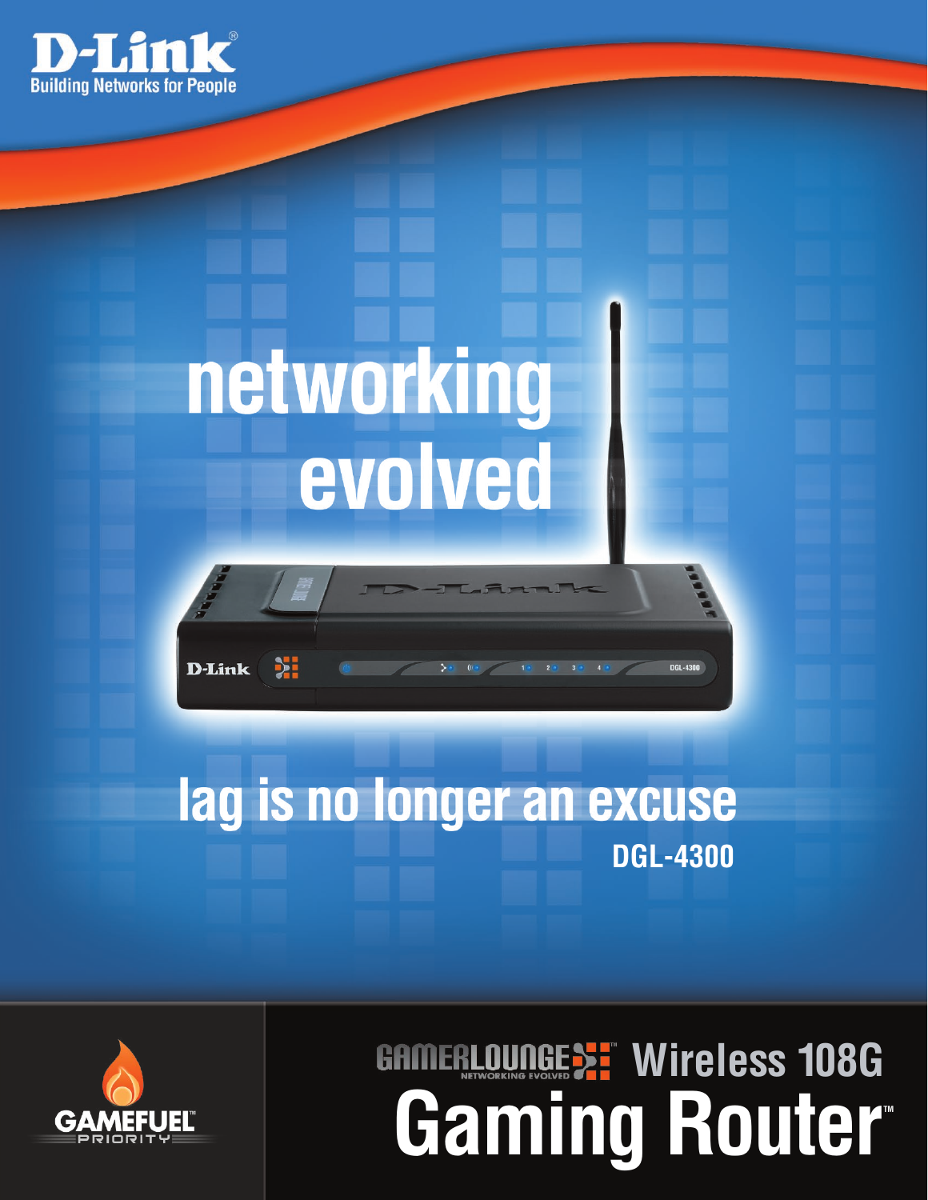D-Link®
Building Networks for People

# networking evolved

## lag is no longer an excuse

**DGL-4300**

GAMEFUEL™ PRIORITY

GAMERLOUNGE™ NETWORKING EVOLVED Wireless 108G

# Gaming Router™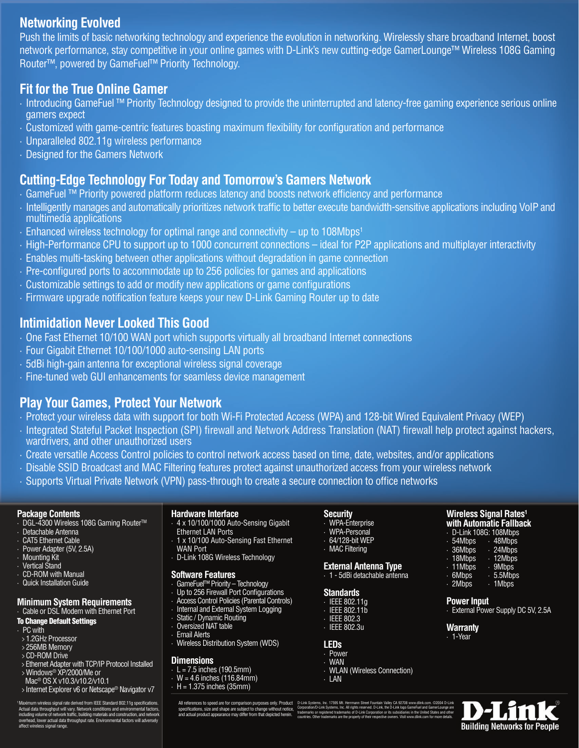## Networking Evolved

Push the limits of basic networking technology and experience the evolution in networking. Wirelessly share broadband Internet, boost network performance, stay competitive in your online games with D-Link's new cutting-edge GamerLounge™ Wireless 108G Gaming Router™, powered by GameFuel™ Priority Technology.

## Fit for the True Online Gamer

- Introducing GameFuel ™ Priority Technology designed to provide the uninterrupted and latency-free gaming experience serious online gamers expect
- Customized with game-centric features boasting maximum flexibility for configuration and performance
- Unparalleled 802.11g wireless performance
- Designed for the Gamers Network

## Cutting-Edge Technology For Today and Tomorrow's Gamers Network

- GameFuel ™ Priority powered platform reduces latency and boosts network efficiency and performance
- Intelligently manages and automatically prioritizes network traffic to better execute bandwidth-sensitive applications including VoIP and multimedia applications
- Enhanced wireless technology for optimal range and connectivity – up to 108Mbps[1]
- High-Performance CPU to support up to 1000 concurrent connections – ideal for P2P applications and multiplayer interactivity
- Enables multi-tasking between other applications without degradation in game connection
- Pre-configured ports to accommodate up to 256 policies for games and applications
- Customizable settings to add or modify new applications or game configurations
- Firmware upgrade notification feature keeps your new D-Link Gaming Router up to date

## Intimidation Never Looked This Good

- One Fast Ethernet 10/100 WAN port which supports virtually all broadband Internet connections
- Four Gigabit Ethernet 10/100/1000 auto-sensing LAN ports
- 5dBi high-gain antenna for exceptional wireless signal coverage
- Fine-tuned web GUI enhancements for seamless device management

## Play Your Games, Protect Your Network

- Protect your wireless data with support for both Wi-Fi Protected Access (WPA) and 128-bit Wired Equivalent Privacy (WEP)
- Integrated Stateful Packet Inspection (SPI) firewall and Network Address Translation (NAT) firewall help protect against hackers, wardrivers, and other unauthorized users
- Create versatile Access Control policies to control network access based on time, date, websites, and/or applications
- Disable SSID Broadcast and MAC Filtering features protect against unauthorized access from your wireless network
- Supports Virtual Private Network (VPN) pass-through to create a secure connection to office networks

### Package Contents

- DGL-4300 Wireless 108G Gaming Router™
- Detachable Antenna
- CAT5 Ethernet Cable
- Power Adapter (5V, 2.5A)
- Mounting Kit
- Vertical Stand
- CD-ROM with Manual
- Quick Installation Guide

### Minimum System Requirements

- Cable or DSL Modem with Ethernet Port

**To Change Default Settings**

- PC with
  - 1.2GHz Processor
  - 256MB Memory
  - CD-ROM Drive
  - Ethernet Adapter with TCP/IP Protocol Installed
  - Windows® XP/2000/Me or Mac® OS X v10.3/v10.2/v10.1
  - Internet Explorer v6 or Netscape® Navigator v7

[1]Maximum wireless signal rate derived from IEEE Standard 802.11g specifications. Actual data throughput will vary. Network conditions and environmental factors, including volume of network traffic, building materials and construction, and network overhead, lower actual data throughput rate. Environmental factors will adversely affect wireless signal range.

### Hardware Interface

- 4 x 10/100/1000 Auto-Sensing Gigabit Ethernet LAN Ports
- 1 x 10/100 Auto-Sensing Fast Ethernet WAN Port
- D-Link 108G Wireless Technology

### Software Features

- GameFuel™ Priority – Technology
- Up to 256 Firewall Port Configurations
- Access Control Policies (Parental Controls)
- Internal and External System Logging
- Static / Dynamic Routing
- Oversized NAT table
- Email Alerts
- Wireless Distribution System (WDS)

### Dimensions

- L = 7.5 inches (190.5mm)
- W = 4.6 inches (116.84mm)
- H = 1.375 inches (35mm)

### Security

- WPA-Enterprise
- WPA-Personal
- 64/128-bit WEP
- MAC Filtering

### External Antenna Type

- 1 - 5dBi detachable antenna

### Standards

- IEEE 802.11g
- IEEE 802.11b
- IEEE 802.3
- IEEE 802.3u

### LEDs

- Power
- WAN
- WLAN (Wireless Connection)
- LAN

### Wireless Signal Rates[1] with Automatic Fallback

- D-Link 108G: 108Mbps
- 54Mbps
- 48Mbps
- 36Mbps
- 24Mbps
- 18Mbps
- 12Mbps
- 11Mbps
- 9Mbps
- 6Mbps
- 5.5Mbps
- 2Mbps
- 1Mbps

### Power Input

- External Power Supply DC 5V, 2.5A

### Warranty

- 1-Year

All references to speed are for comparison purposes only. Product specifications, size and shape are subject to change without notice, and actual product appearance may differ from that depicted herein.

D-Link Systems, Inc. 17595 Mt. Herrmann Street Fountain Valley CA 92708 www.dlink.com. ©2004 D-Link Corporation/D-Link Systems, Inc. All rights reserved. D-Link, the D-Link logo GameFuel and GamerLounge are trademarks or registered trademarks of D-Link Corporation or its subsidiaries in the United States and other countries. Other trademarks are the property of their respective owners. Visit www.dlink.com for more details.

D-Link®
Building Networks for People